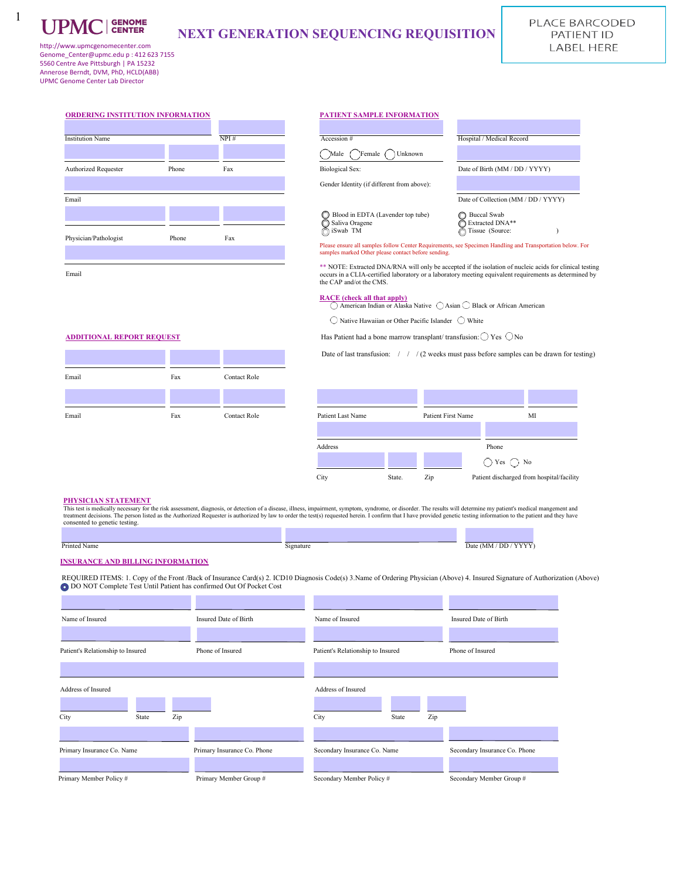UPMC | GENOME CENTER

http://www.upmcgenomecenter.com
Genome_Center@upmc.edu p : 412 623 7155
5560 Centre Ave Pittsburgh | PA 15232
Annerose Berndt, DVM, PhD, HCLD(ABB)
UPMC Genome Center Lab Director

# NEXT GENERATION SEQUENCING REQUISITION

PLACE BARCODED PATIENT ID LABEL HERE

## ORDERING INSTITUTION INFORMATION

Institution Name | NPI #

Authorized Requester | Phone | Fax

Email

Physician/Pathologist | Phone | Fax

Email

## PATIENT SAMPLE INFORMATION

Accession # | Hospital / Medical Record

Biological Sex: ◯ Male ◯ Female ◯ Unknown | Date of Birth (MM / DD / YYYY)

Gender Identity (if different from above): | Date of Collection (MM / DD / YYYY)

◯ Blood in EDTA (Lavender top tube)
◯ Saliva Oragene
◯ iSwab TM
◯ Buccal Swab
◯ Extracted DNA**
◯ Tissue (Source: )

Please ensure all samples follow Center Requirements, see Specimen Handling and Transportation below. For samples marked Other please contact before sending.

** NOTE: Extracted DNA/RNA will only be accepted if the isolation of nucleic acids for clinical testing occurs in a CLIA-certified laboratory or a laboratory meeting equivalent requirements as determined by the CAP and/ot the CMS.

## RACE (check all that apply)

◯ American Indian or Alaska Native ◯ Asian ◯ Black or African American

◯ Native Hawaiian or Other Pacific Islander ◯ White

Has Patient had a bone marrow transplant/ transfusion: ◯ Yes ◯ No

Date of last transfusion: / / (2 weeks must pass before samples can be drawn for testing)

## ADDITIONAL REPORT REQUEST

Email | Fax | Contact Role

Email | Fax | Contact Role

Patient Last Name | Patient First Name | MI

Address | Phone

City | State. | Zip | Patient discharged from hospital/facility ◯ Yes ◯ No

## PHYSICIAN STATEMENT

This test is medically necessary for the risk assessment, diagnosis, or detection of a disease, illness, impairment, symptom, syndrome, or disorder. The results will determine my patient's medical mangement and treatment decisions. The person listed as the Authorized Requester is authorized by law to order the test(s) requested herein. I confirm that I have provided genetic testing information to the patient and they have consented to genetic testing.

Printed Name | Signature | Date (MM / DD / YYYY)

## INSURANCE AND BILLING INFORMATION

REQUIRED ITEMS: 1. Copy of the Front /Back of Insurance Card(s) 2. ICD10 Diagnosis Code(s) 3.Name of Ordering Physician (Above) 4. Insured Signature of Authorization (Above)

◉ DO NOT Complete Test Until Patient has confirmed Out Of Pocket Cost

Name of Insured | Insured Date of Birth | Name of Insured | Insured Date of Birth

Patient's Relationship to Insured | Phone of Insured | Patient's Relationship to Insured | Phone of Insured

Address of Insured | Address of Insured

City | State | Zip | City | State | Zip

Primary Insurance Co. Name | Primary Insurance Co. Phone | Secondary Insurance Co. Name | Secondary Insurance Co. Phone

Primary Member Policy # | Primary Member Group # | Secondary Member Policy # | Secondary Member Group #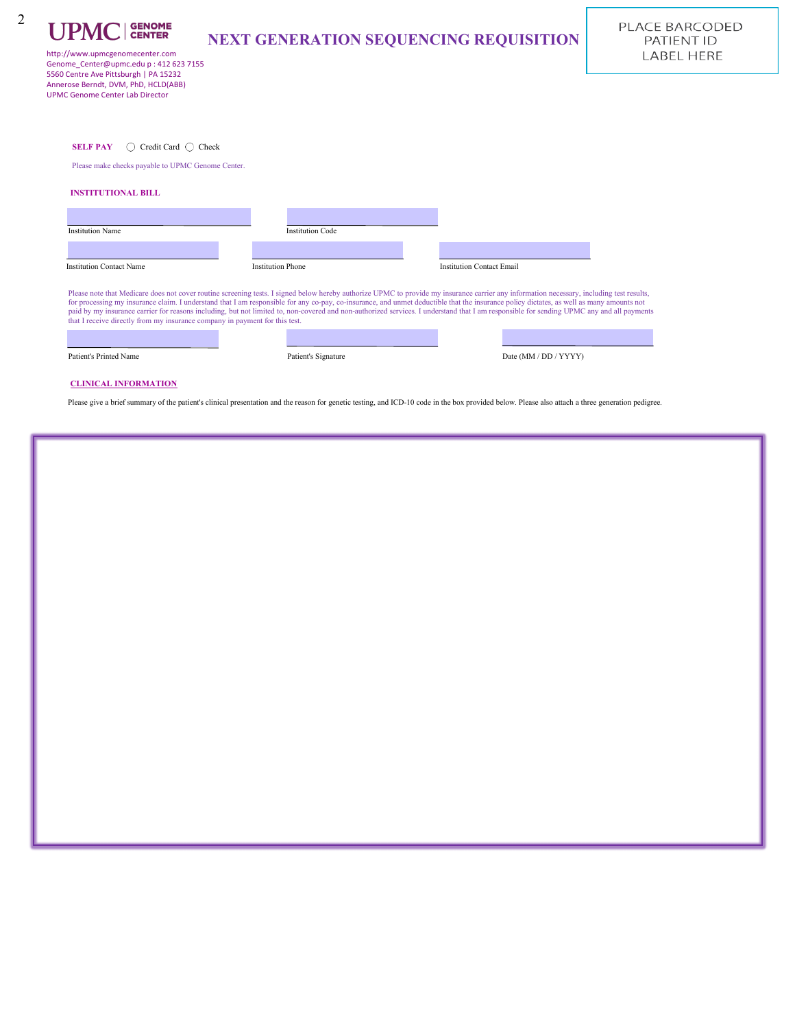UPMC | GENOME CENTER

http://www.upmcgenomecenter.com
Genome_Center@upmc.edu p : 412 623 7155
5560 Centre Ave Pittsburgh | PA 15232
Annerose Berndt, DVM, PhD, HCLD(ABB)
UPMC Genome Center Lab Director

# NEXT GENERATION SEQUENCING REQUISITION

PLACE BARCODED PATIENT ID LABEL HERE

**SELF PAY** ◯ Credit Card ◯ Check

Please make checks payable to UPMC Genome Center.

**INSTITUTIONAL BILL**

Institution Name: ____________________

Institution Code: ____________________

Institution Contact Name: ____________________

Institution Phone: ____________________

Institution Contact Email: ____________________

Please note that Medicare does not cover routine screening tests. I signed below hereby authorize UPMC to provide my insurance carrier any information necessary, including test results, for processing my insurance claim. I understand that I am responsible for any co-pay, co-insurance, and unmet deductible that the insurance policy dictates, as well as many amounts not paid by my insurance carrier for reasons including, but not limited to, non-covered and non-authorized services. I understand that I am responsible for sending UPMC any and all payments that I receive directly from my insurance company in payment for this test.

Patient's Printed Name: ____________________

Patient's Signature: ____________________

Date (MM / DD / YYYY): ____________________

**CLINICAL INFORMATION**

Please give a brief summary of the patient's clinical presentation and the reason for genetic testing, and ICD-10 code in the box provided below. Please also attach a three generation pedigree.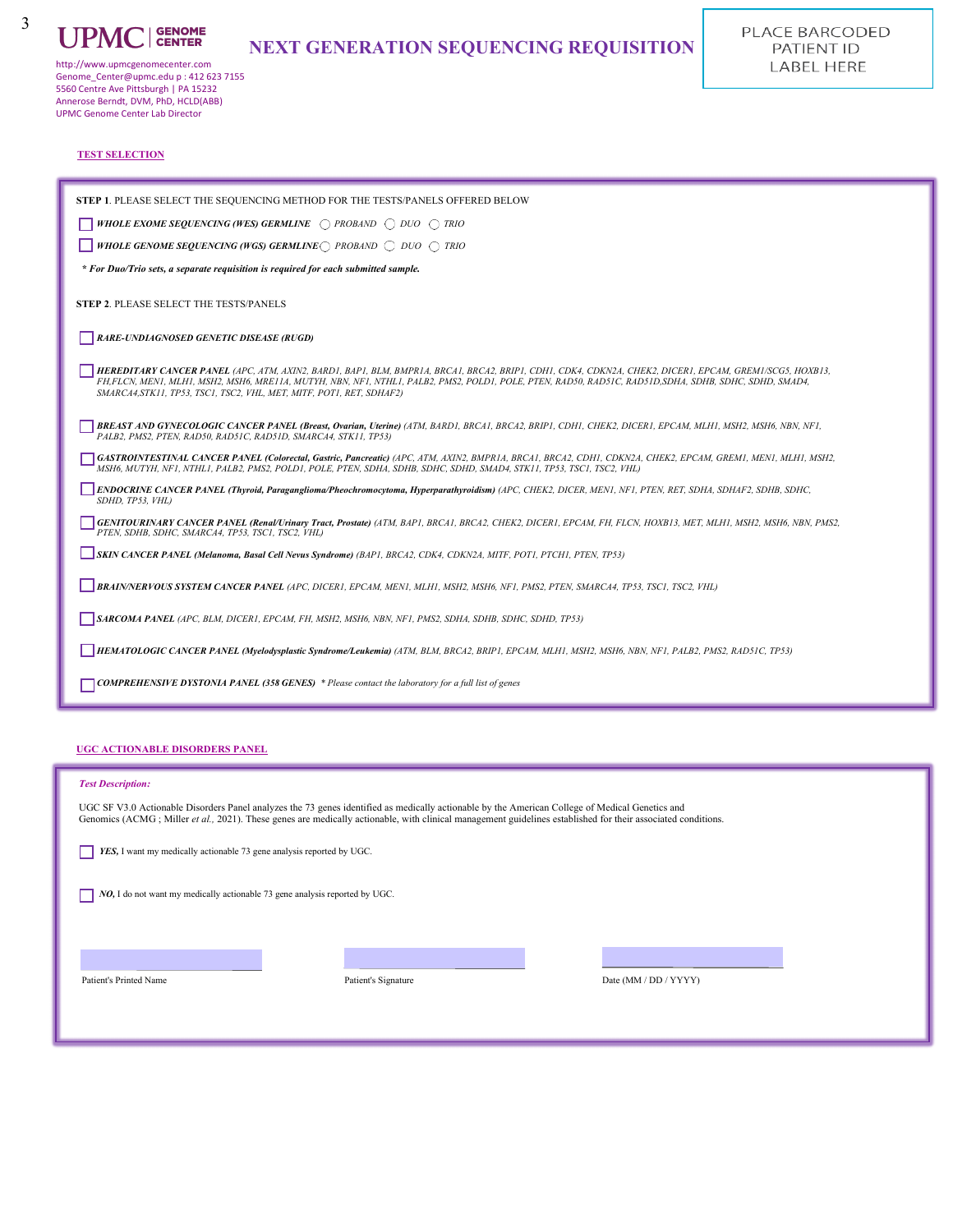UPMC | GENOME CENTER

# NEXT GENERATION SEQUENCING REQUISITION

http://www.upmcgenomecenter.com
Genome_Center@upmc.edu p : 412 623 7155
5560 Centre Ave Pittsburgh | PA 15232
Annerose Berndt, DVM, PhD, HCLD(ABB)
UPMC Genome Center Lab Director

PLACE BARCODED PATIENT ID LABEL HERE

## TEST SELECTION

**STEP 1**. PLEASE SELECT THE SEQUENCING METHOD FOR THE TESTS/PANELS OFFERED BELOW

- ☐ ***WHOLE EXOME SEQUENCING (WES) GERMLINE*** ○ *PROBAND* ○ *DUO* ○ *TRIO*
- ☐ ***WHOLE GENOME SEQUENCING (WGS) GERMLINE*** ○ *PROBAND* ○ *DUO* ○ *TRIO*

***\* For Duo/Trio sets, a separate requisition is required for each submitted sample.***

**STEP 2**. PLEASE SELECT THE TESTS/PANELS

- ☐ ***RARE-UNDIAGNOSED GENETIC DISEASE (RUGD)***
- ☐ ***HEREDITARY CANCER PANEL*** *(APC, ATM, AXIN2, BARD1, BAP1, BLM, BMPR1A, BRCA1, BRCA2, BRIP1, CDH1, CDK4, CDKN2A, CHEK2, DICER1, EPCAM, GREM1/SCG5, HOXB13, FH,FLCN, MEN1, MLH1, MSH2, MSH6, MRE11A, MUTYH, NBN, NF1, NTHL1, PALB2, PMS2, POLD1, POLE, PTEN, RAD50, RAD51C, RAD51D,SDHA, SDHB, SDHC, SDHD, SMAD4, SMARCA4,STK11, TP53, TSC1, TSC2, VHL, MET, MITF, POT1, RET, SDHAF2)*
- ☐ ***BREAST AND GYNECOLOGIC CANCER PANEL (Breast, Ovarian, Uterine)*** *(ATM, BARD1, BRCA1, BRCA2, BRIP1, CDH1, CHEK2, DICER1, EPCAM, MLH1, MSH2, MSH6, NBN, NF1, PALB2, PMS2, PTEN, RAD50, RAD51C, RAD51D, SMARCA4, STK11, TP53)*
- ☐ ***GASTROINTESTINAL CANCER PANEL (Colorectal, Gastric, Pancreatic)*** *(APC, ATM, AXIN2, BMPR1A, BRCA1, BRCA2, CDH1, CDKN2A, CHEK2, EPCAM, GREM1, MEN1, MLH1, MSH2, MSH6, MUTYH, NF1, NTHL1, PALB2, PMS2, POLD1, POLE, PTEN, SDHA, SDHB, SDHC, SDHD, SMAD4, STK11, TP53, TSC1, TSC2, VHL)*
- ☐ ***ENDOCRINE CANCER PANEL (Thyroid, Paraganglioma/Pheochromocytoma, Hyperparathyroidism)*** *(APC, CHEK2, DICER, MEN1, NF1, PTEN, RET, SDHA, SDHAF2, SDHB, SDHC, SDHD, TP53, VHL)*
- ☐ ***GENITOURINARY CANCER PANEL (Renal/Urinary Tract, Prostate)*** *(ATM, BAP1, BRCA1, BRCA2, CHEK2, DICER1, EPCAM, FH, FLCN, HOXB13, MET, MLH1, MSH2, MSH6, NBN, PMS2, PTEN, SDHB, SDHC, SMARCA4, TP53, TSC1, TSC2, VHL)*
- ☐ ***SKIN CANCER PANEL (Melanoma, Basal Cell Nevus Syndrome)*** *(BAP1, BRCA2, CDK4, CDKN2A, MITF, POT1, PTCH1, PTEN, TP53)*
- ☐ ***BRAIN/NERVOUS SYSTEM CANCER PANEL*** *(APC, DICER1, EPCAM, MEN1, MLH1, MSH2, MSH6, NF1, PMS2, PTEN, SMARCA4, TP53, TSC1, TSC2, VHL)*
- ☐ ***SARCOMA PANEL*** *(APC, BLM, DICER1, EPCAM, FH, MSH2, MSH6, NBN, NF1, PMS2, SDHA, SDHB, SDHC, SDHD, TP53)*
- ☐ ***HEMATOLOGIC CANCER PANEL (Myelodysplastic Syndrome/Leukemia)*** *(ATM, BLM, BRCA2, BRIP1, EPCAM, MLH1, MSH2, MSH6, NBN, NF1, PALB2, PMS2, RAD51C, TP53)*
- ☐ ***COMPREHENSIVE DYSTONIA PANEL (358 GENES)*** *\* Please contact the laboratory for a full list of genes*

## UGC ACTIONABLE DISORDERS PANEL

***Test Description:***

UGC SF V3.0 Actionable Disorders Panel analyzes the 73 genes identified as medically actionable by the American College of Medical Genetics and Genomics (ACMG ; Miller *et al.,* 2021). These genes are medically actionable, with clinical management guidelines established for their associated conditions.

- ☐ ***YES,*** I want my medically actionable 73 gene analysis reported by UGC.
- ☐ ***NO,*** I do not want my medically actionable 73 gene analysis reported by UGC.

Patient's Printed Name ____________ Patient's Signature ____________ Date (MM / DD / YYYY) ____________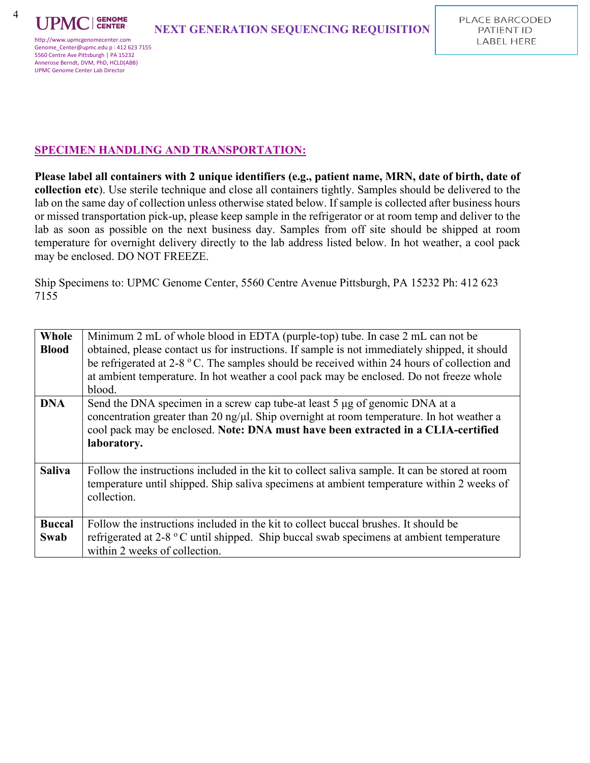UPMC | GENOME CENTER

http://www.upmcgenomecenter.com
Genome_Center@upmc.edu p : 412 623 7155
5560 Centre Ave Pittsburgh | PA 15232
Annerose Berndt, DVM, PhD, HCLD(ABB)
UPMC Genome Center Lab Director

**NEXT GENERATION SEQUENCING REQUISITION**

PLACE BARCODED PATIENT ID LABEL HERE

## SPECIMEN HANDLING AND TRANSPORTATION:

**Please label all containers with 2 unique identifiers (e.g., patient name, MRN, date of birth, date of collection etc**). Use sterile technique and close all containers tightly. Samples should be delivered to the lab on the same day of collection unless otherwise stated below. If sample is collected after business hours or missed transportation pick-up, please keep sample in the refrigerator or at room temp and deliver to the lab as soon as possible on the next business day. Samples from off site should be shipped at room temperature for overnight delivery directly to the lab address listed below. In hot weather, a cool pack may be enclosed. DO NOT FREEZE.

Ship Specimens to: UPMC Genome Center, 5560 Centre Avenue Pittsburgh, PA 15232 Ph: 412 623 7155

| | |
|---|---|
| **Whole Blood** | Minimum 2 mL of whole blood in EDTA (purple-top) tube. In case 2 mL can not be obtained, please contact us for instructions. If sample is not immediately shipped, it should be refrigerated at 2-8 $^{o}$C. The samples should be received within 24 hours of collection and at ambient temperature. In hot weather a cool pack may be enclosed. Do not freeze whole blood. |
| **DNA** | Send the DNA specimen in a screw cap tube-at least 5 µg of genomic DNA at a concentration greater than 20 ng/µl. Ship overnight at room temperature. In hot weather a cool pack may be enclosed. **Note: DNA must have been extracted in a CLIA-certified laboratory.** |
| **Saliva** | Follow the instructions included in the kit to collect saliva sample. It can be stored at room temperature until shipped. Ship saliva specimens at ambient temperature within 2 weeks of collection. |
| **Buccal Swab** | Follow the instructions included in the kit to collect buccal brushes. It should be refrigerated at 2-8 $^{o}$C until shipped. Ship buccal swab specimens at ambient temperature within 2 weeks of collection. |